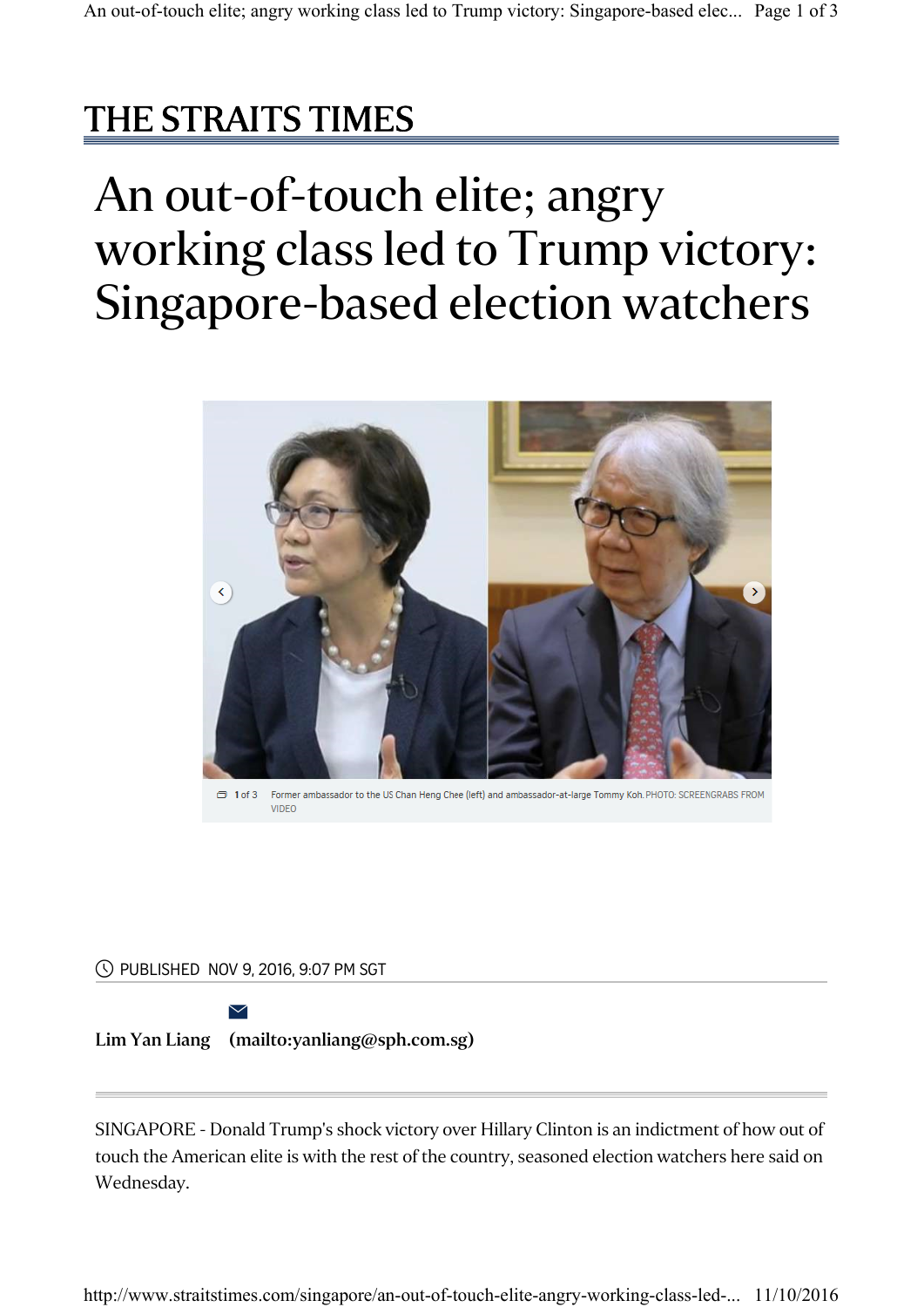THE STRAITS TIMES

# An out-of-touch elite; angry working class led to Trump victory: Singapore-based election watchers

1 of 3 Former ambassador to the US Chan Heng Chee (left) and ambassador-at-large Tommy Koh. PHOTO: SCREENGRABS FROM VIDEO

PUBLISHED NOV 9, 2016, 9:07 PM SGT

**Lim Yan Liang (mailto:yanliang@sph.com.sg)**

SINGAPORE - Donald Trump's shock victory over Hillary Clinton is an indictment of how out of touch the American elite is with the rest of the country, seasoned election watchers here said on Wednesday.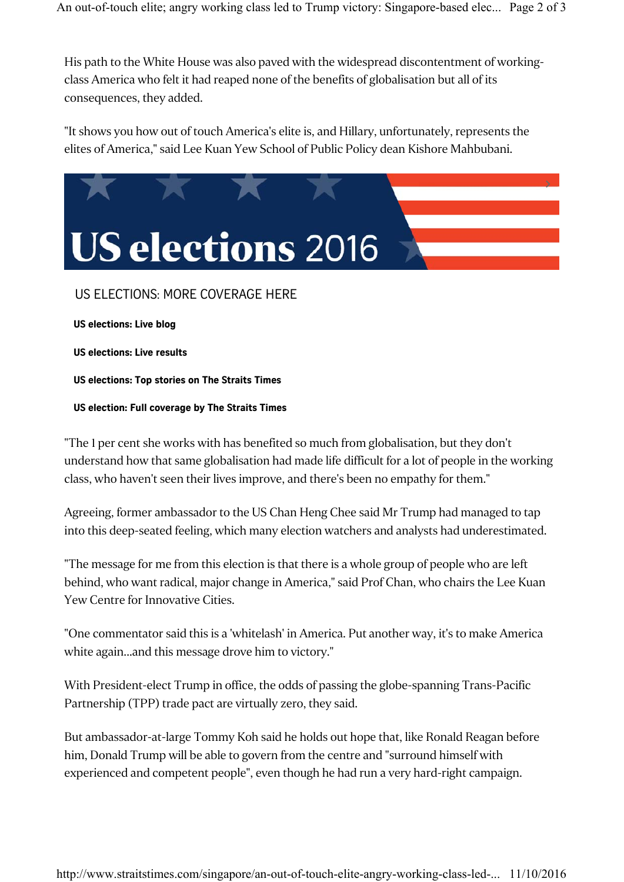His path to the White House was also paved with the widespread discontentment of working-class America who felt it had reaped none of the benefits of globalisation but all of its consequences, they added.

"It shows you how out of touch America's elite is, and Hillary, unfortunately, represents the elites of America," said Lee Kuan Yew School of Public Policy dean Kishore Mahbubani.

US elections 2016

US ELECTIONS: MORE COVERAGE HERE

**US elections: Live blog**

**US elections: Live results**

**US elections: Top stories on The Straits Times**

**US election: Full coverage by The Straits Times**

"The 1 per cent she works with has benefited so much from globalisation, but they don't understand how that same globalisation had made life difficult for a lot of people in the working class, who haven't seen their lives improve, and there's been no empathy for them."

Agreeing, former ambassador to the US Chan Heng Chee said Mr Trump had managed to tap into this deep-seated feeling, which many election watchers and analysts had underestimated.

"The message for me from this election is that there is a whole group of people who are left behind, who want radical, major change in America," said Prof Chan, who chairs the Lee Kuan Yew Centre for Innovative Cities.

"One commentator said this is a 'whitelash' in America. Put another way, it's to make America white again...and this message drove him to victory."

With President-elect Trump in office, the odds of passing the globe-spanning Trans-Pacific Partnership (TPP) trade pact are virtually zero, they said.

But ambassador-at-large Tommy Koh said he holds out hope that, like Ronald Reagan before him, Donald Trump will be able to govern from the centre and "surround himself with experienced and competent people", even though he had run a very hard-right campaign.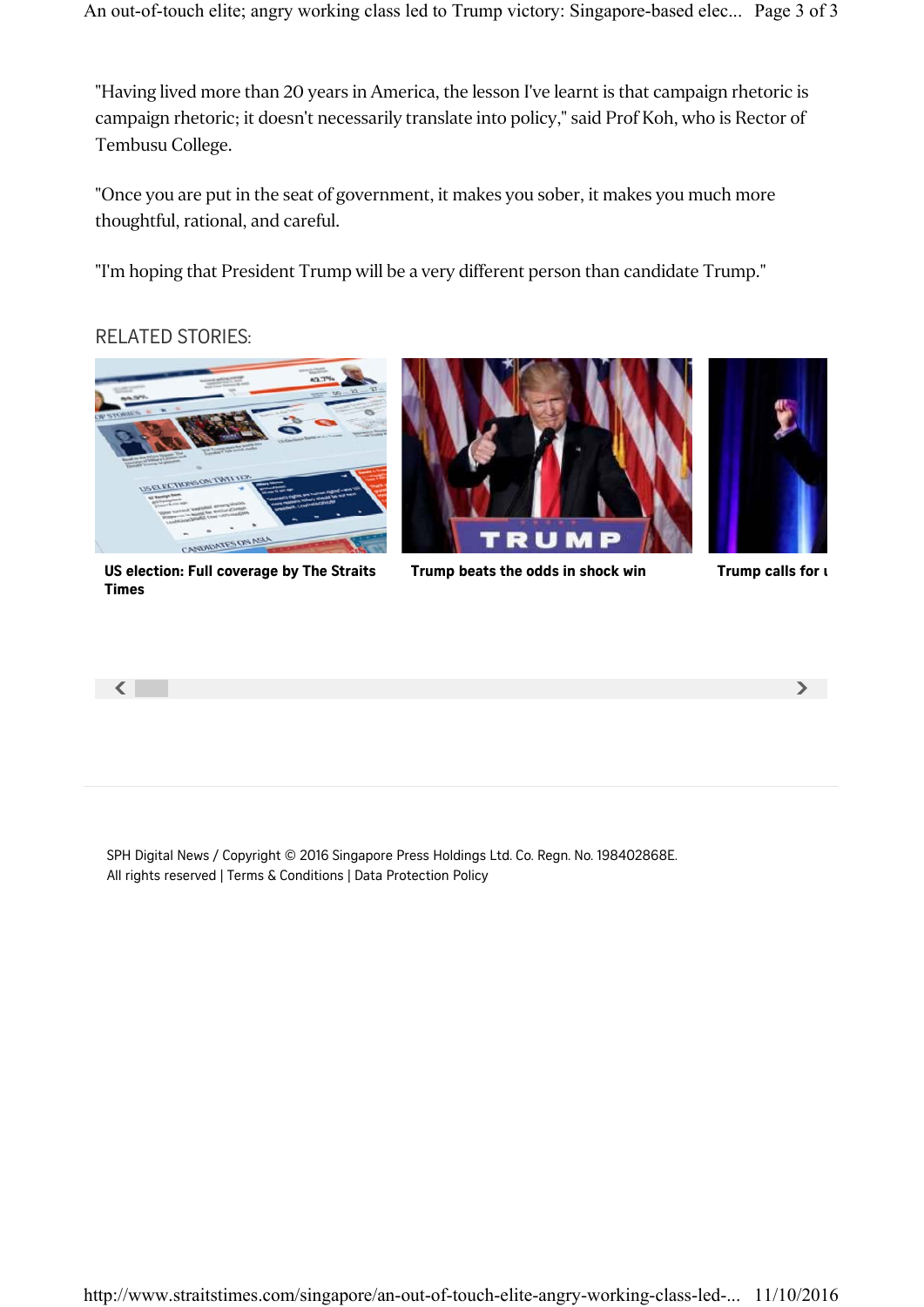"Having lived more than 20 years in America, the lesson I've learnt is that campaign rhetoric is campaign rhetoric; it doesn't necessarily translate into policy," said Prof Koh, who is Rector of Tembusu College.

"Once you are put in the seat of government, it makes you sober, it makes you much more thoughtful, rational, and careful.

"I'm hoping that President Trump will be a very different person than candidate Trump."

RELATED STORIES:

**US election: Full coverage by The Straits Times**

**Trump beats the odds in shock win**

**Trump calls for u**

SPH Digital News / Copyright © 2016 Singapore Press Holdings Ltd. Co. Regn. No. 198402868E.
All rights reserved | Terms & Conditions | Data Protection Policy